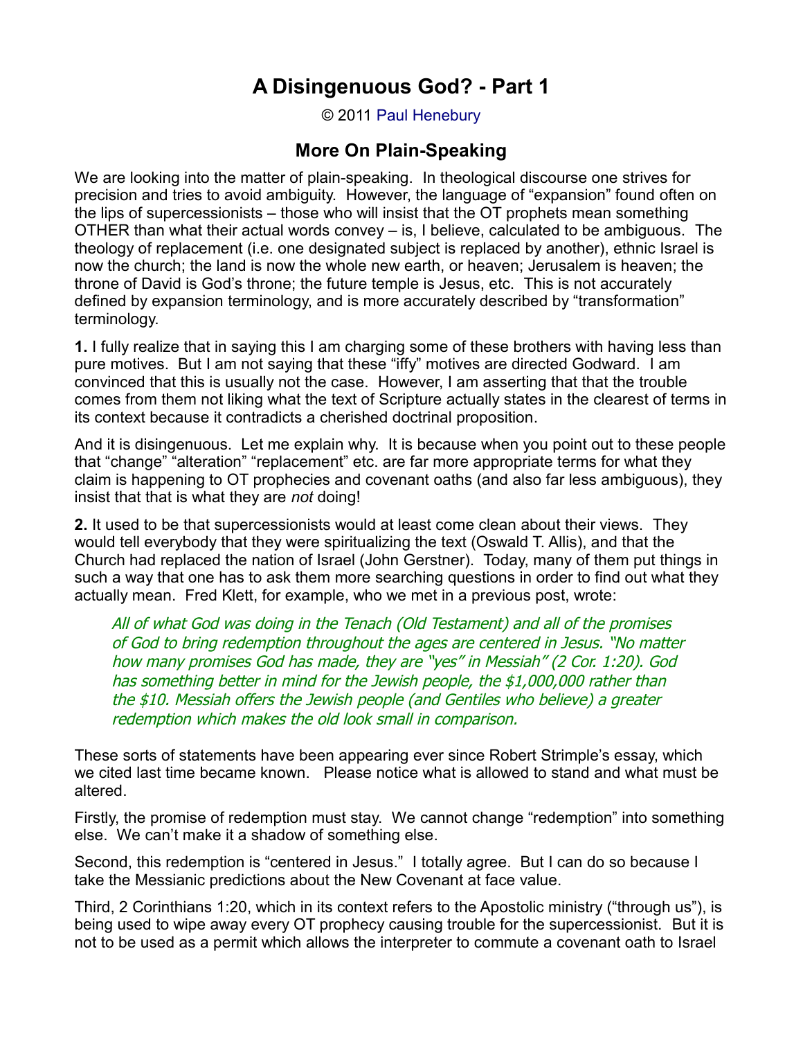# A Disingenuous God? - Part 1

© 2011 Paul Henebury

## More On Plain-Speaking

We are looking into the matter of plain-speaking. In theological discourse one strives for precision and tries to avoid ambiguity. However, the language of "expansion" found often on the lips of supercessionists – those who will insist that the OT prophets mean something OTHER than what their actual words convey – is, I believe, calculated to be ambiguous. The theology of replacement (i.e. one designated subject is replaced by another), ethnic Israel is now the church; the land is now the whole new earth, or heaven; Jerusalem is heaven; the throne of David is God's throne; the future temple is Jesus, etc. This is not accurately defined by expansion terminology, and is more accurately described by "transformation" terminology.

**1.** I fully realize that in saying this I am charging some of these brothers with having less than pure motives. But I am not saying that these "iffy" motives are directed Godward. I am convinced that this is usually not the case. However, I am asserting that that the trouble comes from them not liking what the text of Scripture actually states in the clearest of terms in its context because it contradicts a cherished doctrinal proposition.

And it is disingenuous. Let me explain why. It is because when you point out to these people that "change" "alteration" "replacement" etc. are far more appropriate terms for what they claim is happening to OT prophecies and covenant oaths (and also far less ambiguous), they insist that that is what they are *not* doing!

**2.** It used to be that supercessionists would at least come clean about their views. They would tell everybody that they were spiritualizing the text (Oswald T. Allis), and that the Church had replaced the nation of Israel (John Gerstner). Today, many of them put things in such a way that one has to ask them more searching questions in order to find out what they actually mean. Fred Klett, for example, who we met in a previous post, wrote:

> *All of what God was doing in the Tenach (Old Testament) and all of the promises of God to bring redemption throughout the ages are centered in Jesus. "No matter how many promises God has made, they are "yes" in Messiah" (2 Cor. 1:20). God has something better in mind for the Jewish people, the $1,000,000 rather than the $10. Messiah offers the Jewish people (and Gentiles who believe) a greater redemption which makes the old look small in comparison.*

These sorts of statements have been appearing ever since Robert Strimple's essay, which we cited last time became known. Please notice what is allowed to stand and what must be altered.

Firstly, the promise of redemption must stay. We cannot change "redemption" into something else. We can't make it a shadow of something else.

Second, this redemption is "centered in Jesus." I totally agree. But I can do so because I take the Messianic predictions about the New Covenant at face value.

Third, 2 Corinthians 1:20, which in its context refers to the Apostolic ministry ("through us"), is being used to wipe away every OT prophecy causing trouble for the supercessionist. But it is not to be used as a permit which allows the interpreter to commute a covenant oath to Israel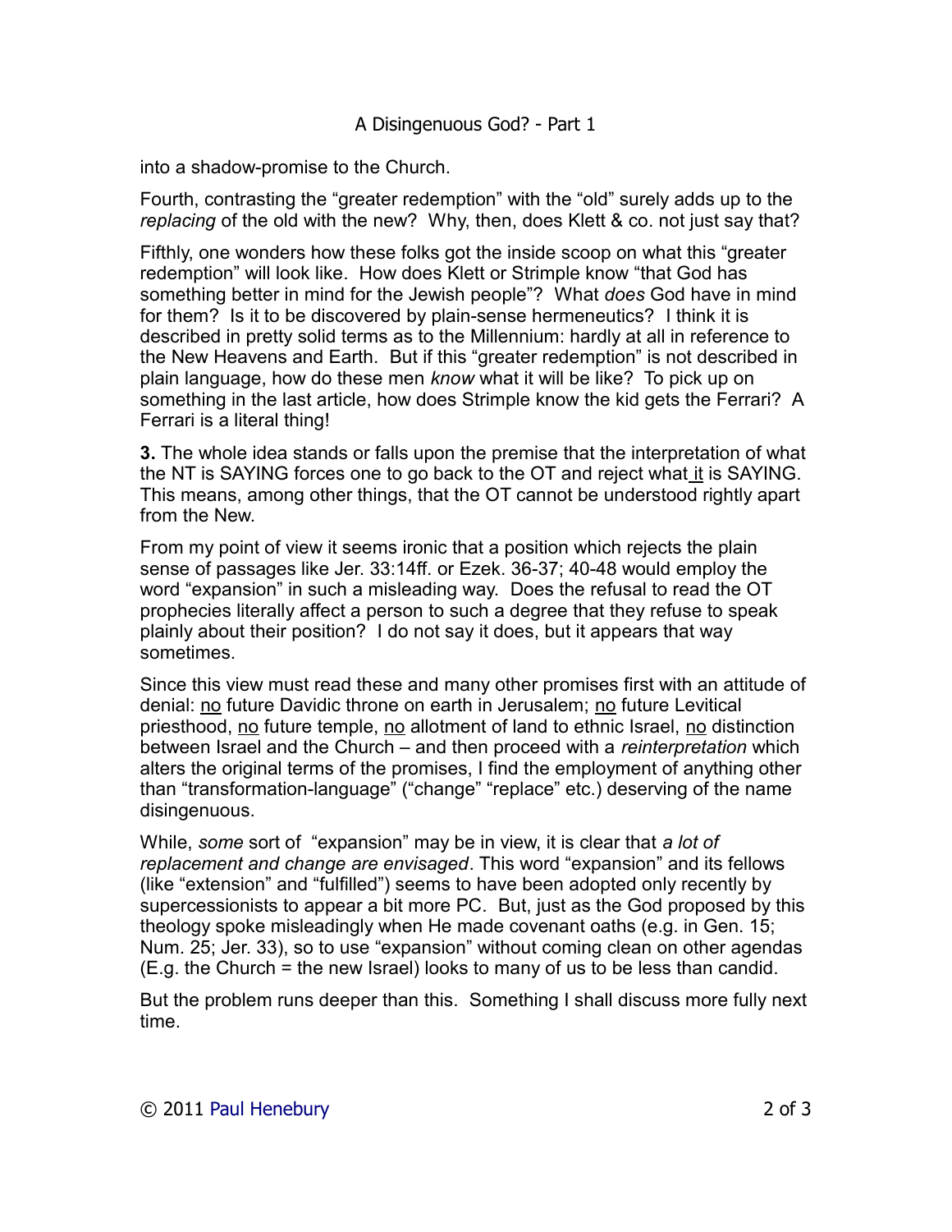into a shadow-promise to the Church.

Fourth, contrasting the "greater redemption" with the "old" surely adds up to the *replacing* of the old with the new? Why, then, does Klett & co. not just say that?

Fifthly, one wonders how these folks got the inside scoop on what this "greater redemption" will look like. How does Klett or Strimple know "that God has something better in mind for the Jewish people"? What *does* God have in mind for them? Is it to be discovered by plain-sense hermeneutics? I think it is described in pretty solid terms as to the Millennium: hardly at all in reference to the New Heavens and Earth. But if this "greater redemption" is not described in plain language, how do these men *know* what it will be like? To pick up on something in the last article, how does Strimple know the kid gets the Ferrari? A Ferrari is a literal thing!

**3.** The whole idea stands or falls upon the premise that the interpretation of what the NT is SAYING forces one to go back to the OT and reject what it is SAYING. This means, among other things, that the OT cannot be understood rightly apart from the New.

From my point of view it seems ironic that a position which rejects the plain sense of passages like Jer. 33:14ff. or Ezek. 36-37; 40-48 would employ the word "expansion" in such a misleading way. Does the refusal to read the OT prophecies literally affect a person to such a degree that they refuse to speak plainly about their position? I do not say it does, but it appears that way sometimes.

Since this view must read these and many other promises first with an attitude of denial: no future Davidic throne on earth in Jerusalem; no future Levitical priesthood, no future temple, no allotment of land to ethnic Israel, no distinction between Israel and the Church – and then proceed with a *reinterpretation* which alters the original terms of the promises, I find the employment of anything other than "transformation-language" ("change" "replace" etc.) deserving of the name disingenuous.

While, *some* sort of "expansion" may be in view, it is clear that *a lot of replacement and change are envisaged*. This word "expansion" and its fellows (like "extension" and "fulfilled") seems to have been adopted only recently by supercessionists to appear a bit more PC. But, just as the God proposed by this theology spoke misleadingly when He made covenant oaths (e.g. in Gen. 15; Num. 25; Jer. 33), so to use "expansion" without coming clean on other agendas (E.g. the Church = the new Israel) looks to many of us to be less than candid.

But the problem runs deeper than this. Something I shall discuss more fully next time.

© 2011 Paul Henebury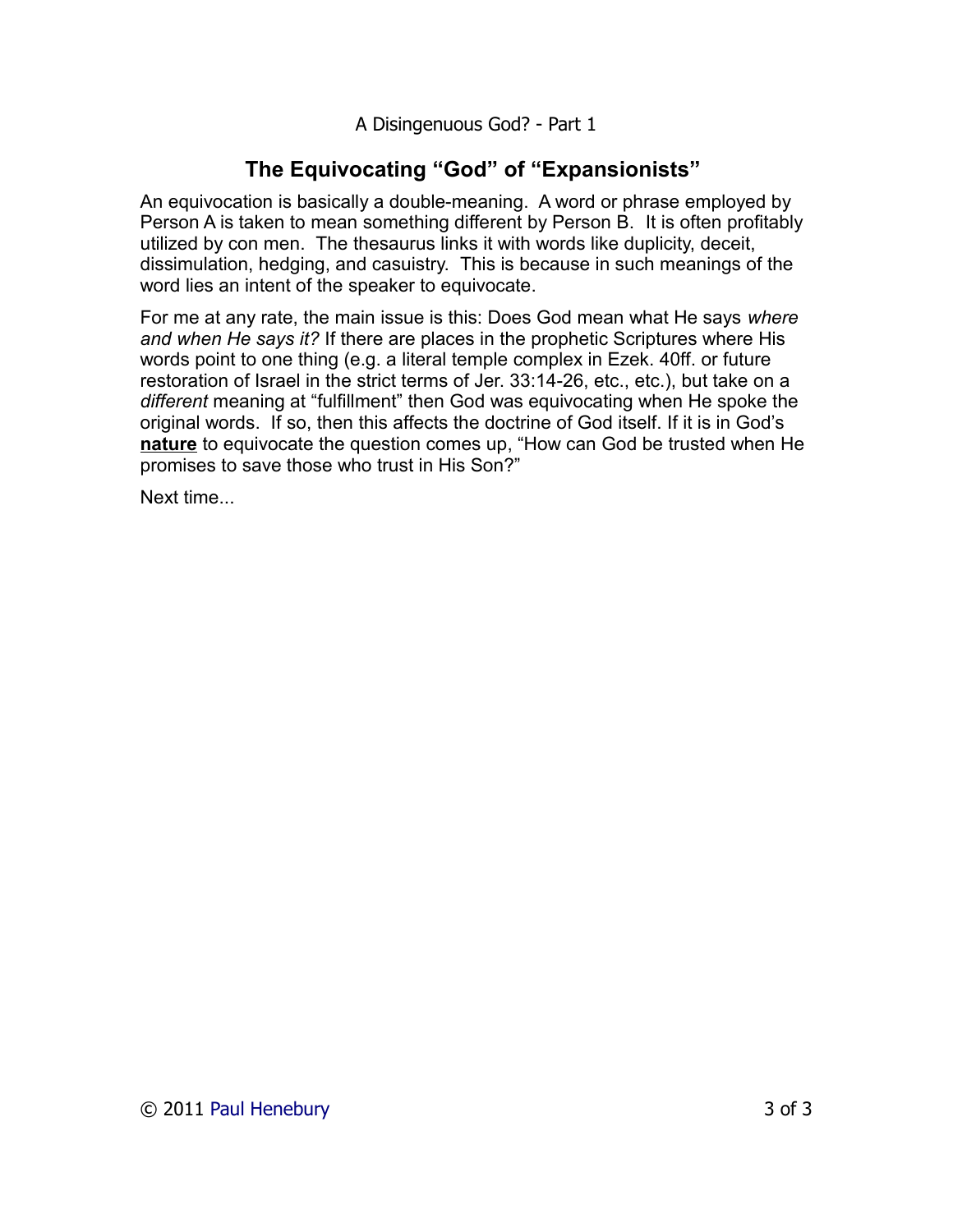A Disingenuous God? - Part 1

## The Equivocating "God" of "Expansionists"

An equivocation is basically a double-meaning. A word or phrase employed by Person A is taken to mean something different by Person B. It is often profitably utilized by con men. The thesaurus links it with words like duplicity, deceit, dissimulation, hedging, and casuistry. This is because in such meanings of the word lies an intent of the speaker to equivocate.

For me at any rate, the main issue is this: Does God mean what He says *where and when He says it?* If there are places in the prophetic Scriptures where His words point to one thing (e.g. a literal temple complex in Ezek. 40ff. or future restoration of Israel in the strict terms of Jer. 33:14-26, etc., etc.), but take on a *different* meaning at "fulfillment" then God was equivocating when He spoke the original words. If so, then this affects the doctrine of God itself. If it is in God's **nature** to equivocate the question comes up, "How can God be trusted when He promises to save those who trust in His Son?"

Next time...

© 2011 Paul Henebury